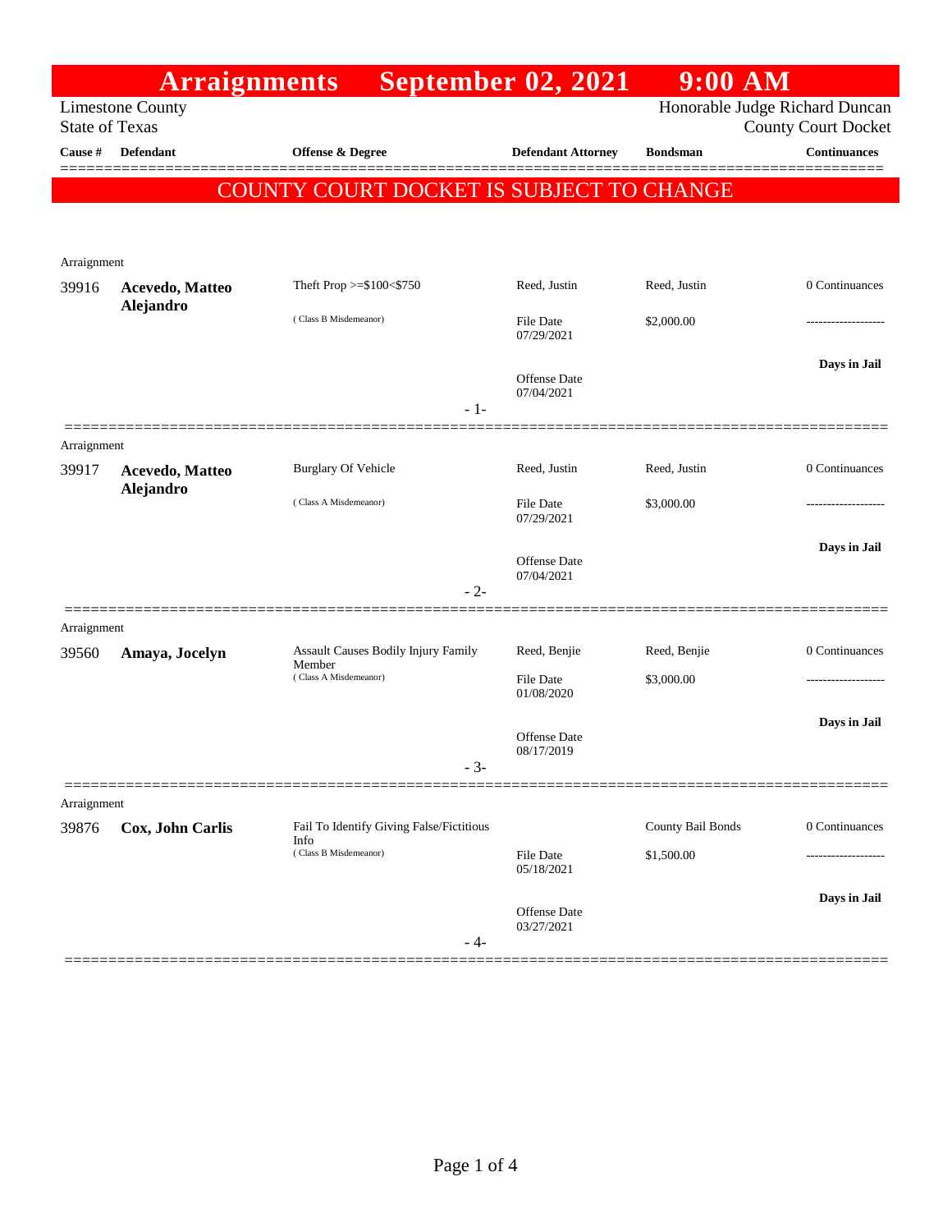# Arraignments September 02, 2021 9:00 AM

Limestone County
State of Texas

Honorable Judge Richard Duncan
County Court Docket

**COUNTY COURT DOCKET IS SUBJECT TO CHANGE**

| Cause # | Defendant | Offense & Degree | Defendant Attorney | Bondsman | Continuances |
|---|---|---|---|---|---|
| Arraignment | | | | | |
| 39916 | **Acevedo, Matteo Alejandro** | Theft Prop >=$100<$750 (Class B Misdemeanor) | Reed, Justin<br>File Date 07/29/2021<br>Offense Date 07/04/2021 | Reed, Justin<br>$2,000.00 | 0 Continuances<br>-------------------<br>**Days in Jail** |
| | | - 1- | | | |
| Arraignment | | | | | |
| 39917 | **Acevedo, Matteo Alejandro** | Burglary Of Vehicle (Class A Misdemeanor) | Reed, Justin<br>File Date 07/29/2021<br>Offense Date 07/04/2021 | Reed, Justin<br>$3,000.00 | 0 Continuances<br>-------------------<br>**Days in Jail** |
| | | - 2- | | | |
| Arraignment | | | | | |
| 39560 | **Amaya, Jocelyn** | Assault Causes Bodily Injury Family Member (Class A Misdemeanor) | Reed, Benjie<br>File Date 01/08/2020<br>Offense Date 08/17/2019 | Reed, Benjie<br>$3,000.00 | 0 Continuances<br>-------------------<br>**Days in Jail** |
| | | - 3- | | | |
| Arraignment | | | | | |
| 39876 | **Cox, John Carlis** | Fail To Identify Giving False/Fictitious Info (Class B Misdemeanor) | File Date 05/18/2021<br>Offense Date 03/27/2021 | County Bail Bonds<br>$1,500.00 | 0 Continuances<br>-------------------<br>**Days in Jail** |
| | | - 4- | | | |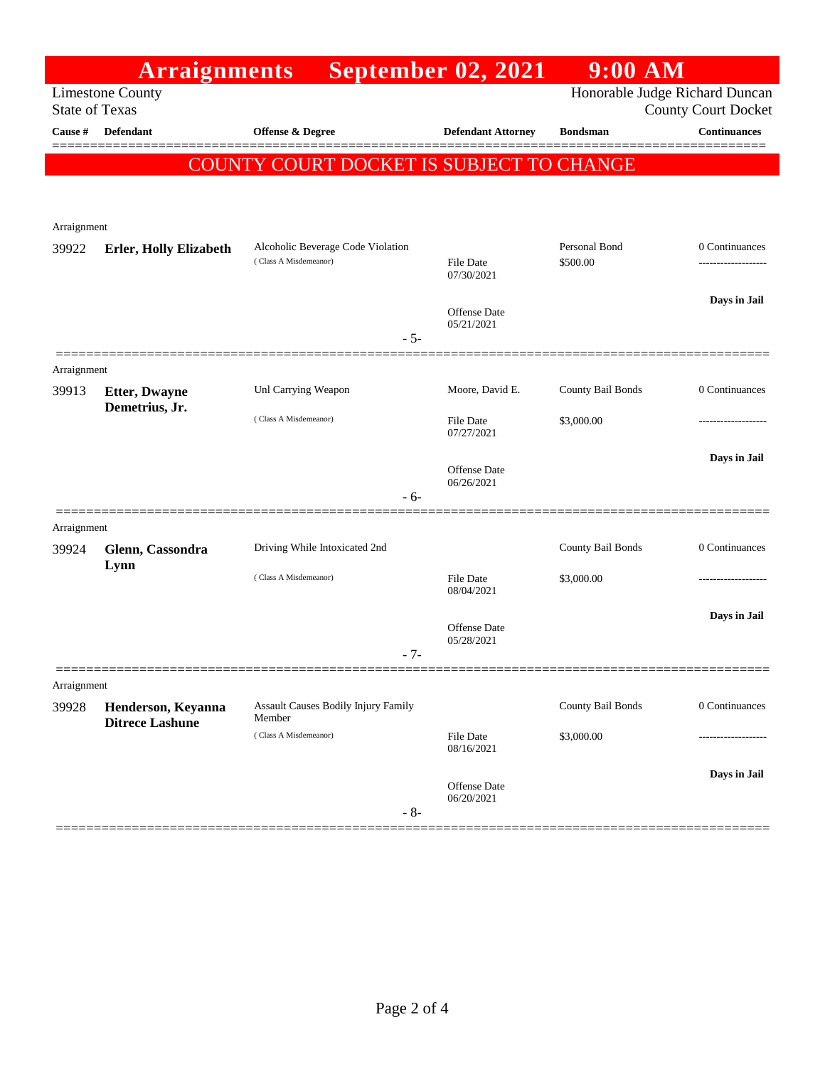# Arraignments September 02, 2021 9:00 AM

Limestone County
State of Texas

Honorable Judge Richard Duncan
County Court Docket

**COUNTY COURT DOCKET IS SUBJECT TO CHANGE**

| Cause # | Defendant | Offense & Degree | Defendant Attorney | Bondsman | Continuances |
|---|---|---|---|---|---|
| Arraignment | | | | | |
| 39922 | **Erler, Holly Elizabeth** | Alcoholic Beverage Code Violation (Class A Misdemeanor) | File Date 07/30/2021; Offense Date 05/21/2021 | Personal Bond $500.00 | 0 Continuances; **Days in Jail** |
| | | - 5- | | | |
| Arraignment | | | | | |
| 39913 | **Etter, Dwayne Demetrius, Jr.** | Unl Carrying Weapon (Class A Misdemeanor) | Moore, David E.; File Date 07/27/2021; Offense Date 06/26/2021 | County Bail Bonds $3,000.00 | 0 Continuances; **Days in Jail** |
| | | - 6- | | | |
| Arraignment | | | | | |
| 39924 | **Glenn, Cassondra Lynn** | Driving While Intoxicated 2nd (Class A Misdemeanor) | File Date 08/04/2021; Offense Date 05/28/2021 | County Bail Bonds $3,000.00 | 0 Continuances; **Days in Jail** |
| | | - 7- | | | |
| Arraignment | | | | | |
| 39928 | **Henderson, Keyanna Ditrece Lashune** | Assault Causes Bodily Injury Family Member (Class A Misdemeanor) | File Date 08/16/2021; Offense Date 06/20/2021 | County Bail Bonds $3,000.00 | 0 Continuances; **Days in Jail** |
| | | - 8- | | | |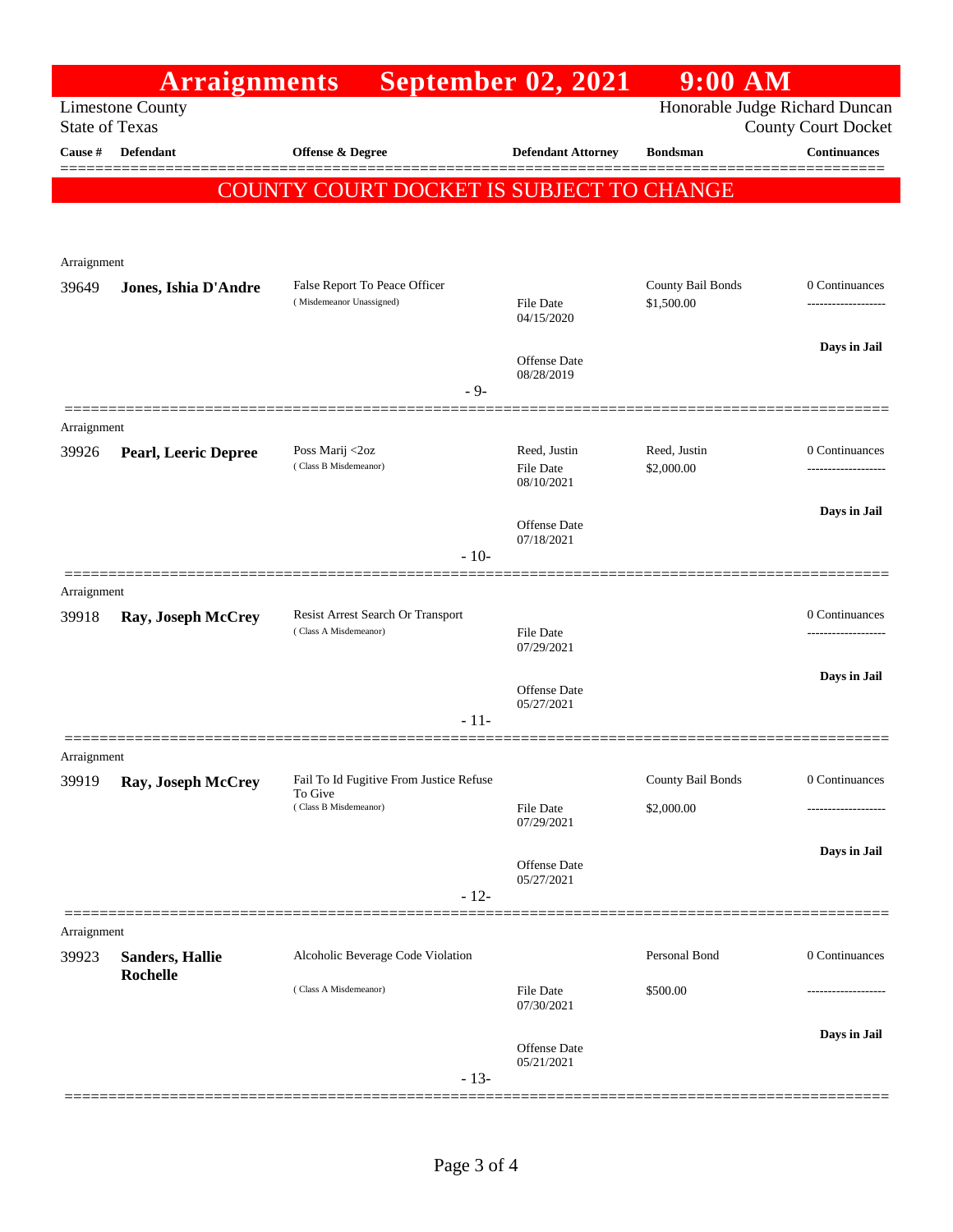# Arraignments September 02, 2021 9:00 AM

Limestone County
State of Texas

Honorable Judge Richard Duncan
County Court Docket

**COUNTY COURT DOCKET IS SUBJECT TO CHANGE**

| Cause # | Defendant | Offense & Degree | Defendant Attorney | Bondsman | Continuances |
|---|---|---|---|---|---|
| Arraignment | | | | | |
| 39649 | **Jones, Ishia D'Andre** | False Report To Peace Officer (Misdemeanor Unassigned) | File Date 04/15/2020<br>Offense Date 08/28/2019 | County Bail Bonds<br>$1,500.00 | 0 Continuances<br>**Days in Jail** |
| | | - 9- | | | |
| Arraignment | | | | | |
| 39926 | **Pearl, Leeric Depree** | Poss Marij <2oz (Class B Misdemeanor) | Reed, Justin<br>File Date 08/10/2021<br>Offense Date 07/18/2021 | Reed, Justin<br>$2,000.00 | 0 Continuances<br>**Days in Jail** |
| | | - 10- | | | |
| Arraignment | | | | | |
| 39918 | **Ray, Joseph McCrey** | Resist Arrest Search Or Transport (Class A Misdemeanor) | File Date 07/29/2021<br>Offense Date 05/27/2021 | | 0 Continuances<br>**Days in Jail** |
| | | - 11- | | | |
| Arraignment | | | | | |
| 39919 | **Ray, Joseph McCrey** | Fail To Id Fugitive From Justice Refuse To Give (Class B Misdemeanor) | File Date 07/29/2021<br>Offense Date 05/27/2021 | County Bail Bonds<br>$2,000.00 | 0 Continuances<br>**Days in Jail** |
| | | - 12- | | | |
| Arraignment | | | | | |
| 39923 | **Sanders, Hallie Rochelle** | Alcoholic Beverage Code Violation (Class A Misdemeanor) | File Date 07/30/2021<br>Offense Date 05/21/2021 | Personal Bond<br>$500.00 | 0 Continuances<br>**Days in Jail** |
| | | - 13- | | | |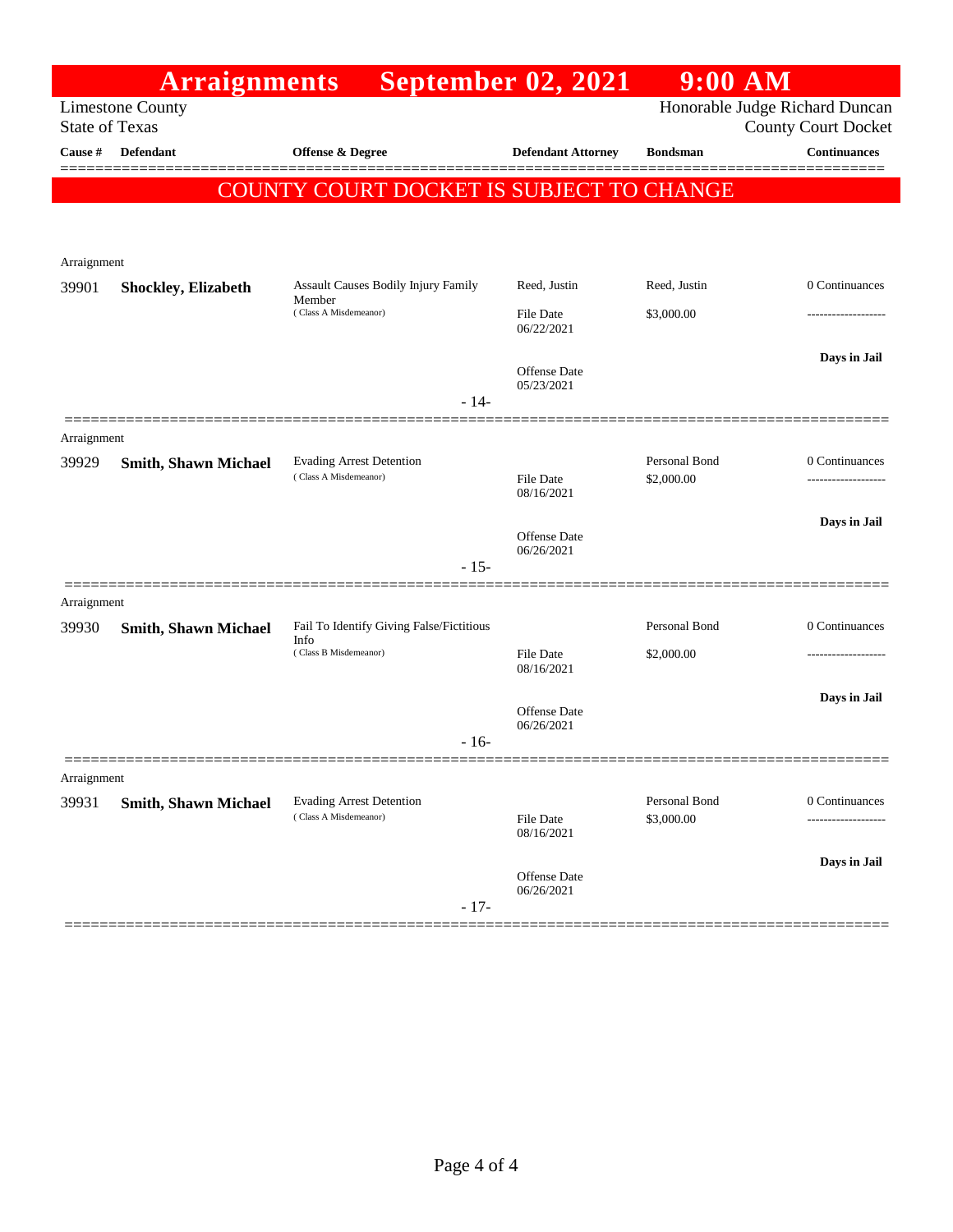# Arraignments September 02, 2021 9:00 AM

Limestone County
State of Texas

Honorable Judge Richard Duncan
County Court Docket

**COUNTY COURT DOCKET IS SUBJECT TO CHANGE**

| Cause # | Defendant | Offense & Degree | Defendant Attorney | Bondsman | Continuances |
|---|---|---|---|---|---|
| Arraignment | | | | | |
| 39901 | **Shockley, Elizabeth** | Assault Causes Bodily Injury Family Member (Class A Misdemeanor) | Reed, Justin<br>File Date 06/22/2021<br>Offense Date 05/23/2021 | Reed, Justin<br>$3,000.00 | 0 Continuances<br>-------------------<br>**Days in Jail** |
| | | | - 14- | | |
| Arraignment | | | | | |
| 39929 | **Smith, Shawn Michael** | Evading Arrest Detention (Class A Misdemeanor) | File Date 08/16/2021<br>Offense Date 06/26/2021 | Personal Bond<br>$2,000.00 | 0 Continuances<br>-------------------<br>**Days in Jail** |
| | | | - 15- | | |
| Arraignment | | | | | |
| 39930 | **Smith, Shawn Michael** | Fail To Identify Giving False/Fictitious Info (Class B Misdemeanor) | File Date 08/16/2021<br>Offense Date 06/26/2021 | Personal Bond<br>$2,000.00 | 0 Continuances<br>-------------------<br>**Days in Jail** |
| | | | - 16- | | |
| Arraignment | | | | | |
| 39931 | **Smith, Shawn Michael** | Evading Arrest Detention (Class A Misdemeanor) | File Date 08/16/2021<br>Offense Date 06/26/2021 | Personal Bond<br>$3,000.00 | 0 Continuances<br>-------------------<br>**Days in Jail** |
| | | | - 17- | | |